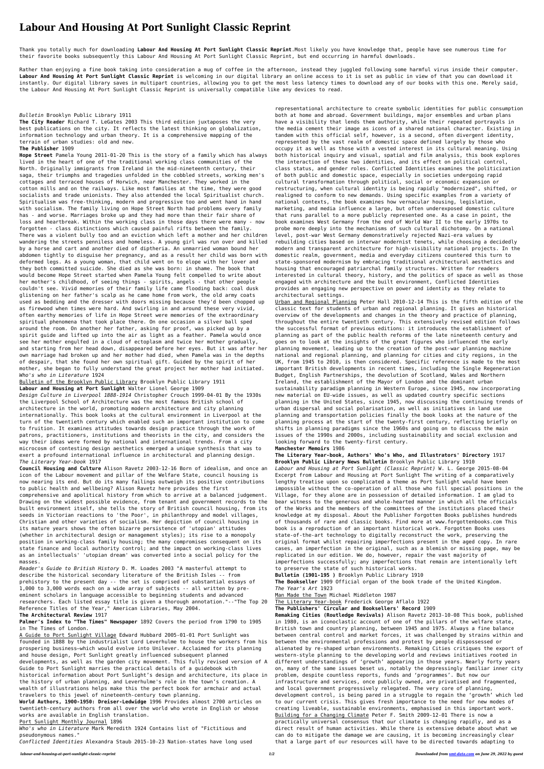# Labour And Housing At Port Sunlight Classic Reprint

Thank you totally much for downloading **Labour And Housing At Port Sunlight Classic Reprint**.Most likely you have knowledge that, people have see numerous time for their favorite books subsequently this Labour And Housing At Port Sunlight Classic Reprint, but end occurring in harmful downloads.

Rather than enjoying a fine book taking into consideration a mug of coffee in the afternoon, instead they juggled following some harmful virus inside their computer. **Labour And Housing At Port Sunlight Classic Reprint** is welcoming in our digital library an online access to it is set as public in view of that you can download it instantly. Our digital library saves in multipart countries, allowing you to get the most less latency times to download any of our books with this one. Merely said, the Labour And Housing At Port Sunlight Classic Reprint is universally compatible like any devices to read.

*Bulletin* Brooklyn Public Library 1911

**The City Reader** Richard T. LeGates 2003 This third edition juxtaposes the very best publications on the city. It reflects the latest thinking on globalization, information technology and urban theory. It is a comprehensive mapping of the terrain of urban studies: old and new.

**The Publisher** 1909

**Hope Street** Pamela Young 2011-01-20 This is the story of a family which has always lived in the heart of one of the traditional working class communities of the North. Originally immigrants from Ireland in the mid-nineteenth century, their saga, their triumphs and tragedies unfolded in the cobbled streets, working men's cottages and terraced houses of Horwich, near Manchester. They worked in the cotton mills and on the railways. Like most families at the time, they were good socialists and trade unionists. They also attended the local Spiritualist church. Spiritualism was free-thinking, modern and progressive too and went hand in hand with socialism. The family living on Hope Street North had problems every family has - and worse. Marriages broke up and they had more than their fair share of loss and heartbreak. Within the working class in those days there were many - now forgotten - class distinctions which caused painful rifts between the family. There was a violent bully too and an eviction which left a mother and her children wandering the streets penniless and homeless. A young girl was run over and killed by a horse and cart and another died of diptheria. An unmarried woman bound her abdomen tightly to disguise her pregnancy, and as a result her child was born with deformed legs. As a young woman, that child went on to elope with her lover and they both committed suicide. She died as she was born: in shame. The book that would become Hope Street started when Pamela Young felt compelled to write about her mother's childhood, of seeing things - spirits, angels - that other people couldn't see. Vivid memories of their family life came flooding back: coal dusk glistening on her father's scalp as he came home from work, the old army coats used as bedding and the dresser with doors missing because they'd been chopped up as firewood when times were hard. And swirling in and around these very vivid, often earthy memories of life in Hope Street were memories of the extraordinary spiritual phenomena that took place there. On one occasion a silver ball sped around the room. On another her father, asking for proof, was picked up by a spirit guide and lifted up into the air as light as a feather. Pamela would once see her mother engulfed in a cloud of ectoplasm and twice her mother gradually, and starting from her head down, disappeared before her eyes. But it was after her own marriage had broken up and her mother had died, when Pamela was in the depths of despair, that she found her own spiritual gift. Guided by the spirit of her mother, she began to fully understand the great project her mother had initiated.

*Who's who in Literature* 1924

Bulletin of the Brooklyn Public Library Brooklyn Public Library 1911

**Labour and Housing at Port Sunlight** Walter Lionel George 1909

*Design Culture in Liverpool 1888-1914* Christopher Crouch 1999-04-01 By the 1930s the Liverpool School of Architecture was the most famous British school of architecture in the world, promoting modern architecture and city planning internationally. This book looks at the cultural environment in Liverpool at the turn of the twentieth century which enabled such an important institution to come to fruition. It examines attitudes towards design practice through the work of patrons, practitioners, institutions and theorists in the city, and considers the way their ideas were formed by national and international trends. From a city microcosm of contesting design aesthetics emerged a unique synthesis that was to exert a profound international influence in architectural and planning design.

*The Literary Year-book* 1917

**Council Housing and Culture** Alison Ravetz 2003-12-16 Born of idealism, and once an icon of the Labour movement and pillar of the Welfare State, council housing is now nearing its end. But do its many failings outweigh its positive contributions to public health and wellbeing? Alison Ravetz here provides the first comprehensive and apolitical history from which to arrive at a balanced judgement. Drawing on the widest possible evidence, from tenant and government records to the built environment itself, she tells the story of British council housing, from its seeds in Victorian reactions to 'the Poor', in philanthropy and model villages, Christian and other varieties of socialism. Her depiction of council housing in its mature years shows the often bizarre persistence of 'utopian' attitudes (whether in architectural design or management styles); its rise to a monopoly position in working-class family housing; the many compromises consequent on its state finance and local authority control; and the impact on working-class lives as an intellectuals' 'utopian dream' was converted into a social policy for the masses.

*Reader's Guide to British History* D. M. Loades 2003 "A masterful attempt to describe the historical secondary literature of the British Isles -- from prehistory to the present day -- the set is comprised of substantial essays of 1,000 to 3,000 words each on a wide array of subjects -- all written by pre-eminent scholars in language accessible to beginning students and advanced researchers. Each listed essay title is given a thorough annotation."--"The Top 20 Reference Titles of the Year," American Libraries, May 2004.

**The Architectural Review** 1917

**Palmer's Index to "The Times" Newspaper** 1892 Covers the period from 1790 to 1905 in The Times of London.

A Guide to Port Sunlight Village Edward Hubbard 2005-01-01 Port Sunlight was founded in 1888 by the industrialist Lord Leverhulme to house the workers from his prospering business—which would evolve into Unilever. Acclaimed for its planning and house design, Port Sunlight greatly influenced subsequent planned developments, as well as the garden city movement. This fully revised version of A Guide to Port Sunlight marries the practical details of a guidebook with historical information about Port Sunlight's design and architecture, its place in the history of urban planning, and Leverhulme's role in the town's creation. A wealth of illustrations helps make this the perfect book for armchair and actual travelers to this jewel of nineteenth-century town planning.

**World Authors, 1900-1950: Dreiser-Ledwidge** 1996 Provides almost 2700 articles on twentieth-century authors from all over the world who wrote in English or whose works are available in English translation.

Port Sunlight Monthly Journal 1896

*Who's who in Literature* Mark Meredith 1924 Contains list of "Fictitious and pseudonymous names."

*Conflicted Identities* Alexandra Staub 2015-10-23 Nation-states have long used representational architecture to create symbolic identities for public consumption both at home and abroad. Government buildings, major ensembles and urban plans have a visibility that lends them authority, while their repeated portrayals in the media cement their image as icons of a shared national character. Existing in tandem with this official self, however, is a second, often divergent identity, represented by the vast realm of domestic space defined largely by those who occupy it as well as those with a vested interest in its cultural meaning. Using both historical inquiry and visual, spatial and film analysis, this book explores the interaction of these two identities, and its effect on political control, class status, and gender roles. Conflicted Identities examines the politicization of both public and domestic space, especially in societies undergoing rapid cultural transformation through political, social or economic expansion or restructuring, when cultural identity is being rapidly "modernized", shifted, or realigned to conform to new demands. Using specific examples from a variety of national contexts, the book examines how vernacular housing, legislation, marketing, and media influence a large, but often underexposed domestic culture that runs parallel to a more publicly represented one. As a case in point, the book examines West Germany from the end of World War II to the early 1970s to probe more deeply into the mechanisms of such cultural dichotomy. On a national level, post-war West Germany demonstratively rejected Nazi-era values by rebuilding cities based on interwar modernist tenets, while choosing a decidedly modern and transparent architecture for high-visibility national projects. In the domestic realm, government, media and everyday citizens countered this turn to state-sponsored modernism by embracing traditional architectural aesthetics and housing that encouraged patriarchal family structures. Written for readers interested in cultural theory, history, and the politics of space as well as those engaged with architecture and the built environment, Conflicted Identities provides an engaging new perspective on power and identity as they relate to architectural settings.

Urban and Regional Planning Peter Hall 2010-12-14 This is the fifth edition of the classic text for students of urban and regional planning. It gives an historical overview of the developments and changes in the theory and practice of planning, throughout the entire twentieth century. This extensively revised edition follows the successful format of previous editions: it introduces the establishment of planning as part of the public health reforms of the late nineteenth century and goes on to look at the insights of the great figures who influenced the early planning movement, leading up to the creation of the post-war planning machine national and regional planning, and planning for cities and city regions, in the UK, from 1945 to 2010, is then considered. Specific reference is made to the most important British developments in recent times, including the Single Regeneration Budget, English Partnerships, the devolution of Scotland, Wales and Northern Ireland, the establishment of the Mayor of London and the dominant urban sustainability paradigm planning in Western Europe, since 1945, now incorporating new material on EU-wide issues, as well as updated country specific sections planning in the United States, since 1945, now discussing the continuing trends of urban dispersal and social polarisation, as well as initiatives in land use planning and transportation policies finally the book looks at the nature of the planning process at the start of the twenty-first century, reflecting briefly on shifts in planning paradigms since the 1960s and going on to discuss the main issues of the 1990s and 2000s, including sustainability and social exclusion and looking forward to the twenty-first century.

**Manchester Memoirs** 1986

**The Literary Year-book, Authors' Who's Who, and Illustrators' Directory** 1917

**Brooklyn Public Library News Bulletin** Brooklyn Public Library 1910

*Labour and Housing at Port Sunlight (Classic Reprint)* W. L. George 2015-08-04 Excerpt from Labour and Housing at Port Sunlight The writing of a comparatively lengthy treatise upon so complicated a theme as Port Sunlight would have been impossible without the co-operation of all those who fill special positions in the Village, for they alone are in possession of detailed information. I am glad to bear witness to the generous and whole-hearted manner in which all the officials of the Works and the members of the committees of the institutions placed their knowledge at my disposal. About the Publisher Forgotten Books publishes hundreds of thousands of rare and classic books. Find more at www.forgottenbooks.com This book is a reproduction of an important historical work. Forgotten Books uses state-of-the-art technology to digitally reconstruct the work, preserving the original format whilst repairing imperfections present in the aged copy. In rare cases, an imperfection in the original, such as a blemish or missing page, may be replicated in our edition. We do, however, repair the vast majority of imperfections successfully; any imperfections that remain are intentionally left to preserve the state of such historical works.

**Bulletin (1901-195 )** Brooklyn Public Library 1910

**The Bookseller** 1909 Official organ of the book trade of the United Kingdom.

*The Year's Art* 1923

Man Made the Town Michael Middleton 1987

The Literary Year-book Frederick George Aflalo 1922

**The Publishers' Circular and Booksellers' Record** 1909

**Remaking Cities (Routledge Revivals)** Alison Ravetz 2013-10-08 This book, published in 1980, is an iconoclastic account of one of the pillars of the welfare state, British town and country planning, between 1945 and 1975. Always a fine balance between central control and market forces, it was challenged by strains within and between the environmental professions and protest by people dispossessed or alienated by re-shaped urban environments. Remaking Cities critiques the export of western-style planning to the developing world and reviews initiatives rooted in different understandings of 'growth' appearing in those years. Nearly forty years on, many of the same issues beset us, notably the depressingly familiar inner city problem, despite countless reports, funds and 'programmes'. But now our infrastructure and services, once publicly owned, are privatised and fragmented, and local government progressively relegated. The very core of planning, development control, is being pared in a struggle to regain the 'growth' which led to our current crisis. This gives fresh importance to the need for new modes of creating liveable, sustainable environments, emphasised in this important work.

Building for a Changing Climate Peter F. Smith 2009-12-01 There is now a practically universal consensus that our climate is changing rapidly, and as a direct result of human activities. While there is extensive debate about what we can do to mitigate the damage we are causing, it is becoming increasingly clear that a large part of our resources will have to be directed towards adapting to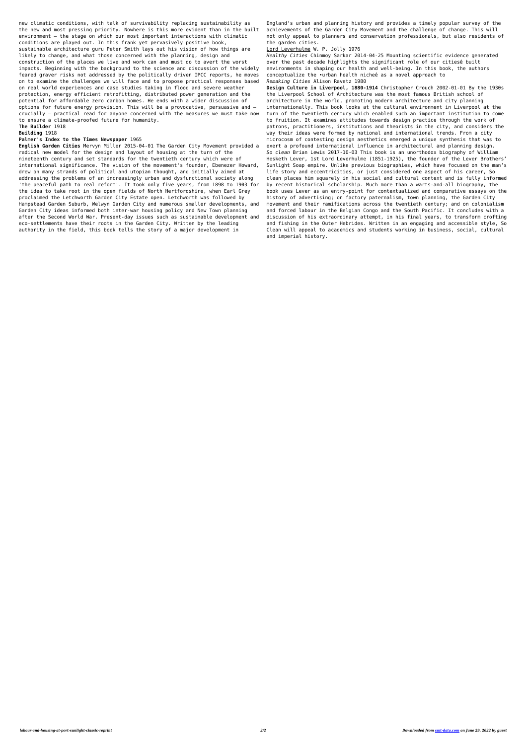new climatic conditions, with talk of survivability replacing sustainability as the new and most pressing priority. Nowhere is this more evident than in the built environment – the stage on which our most important interactions with climatic conditions are played out. In this frank yet pervasively positive book, sustainable architecture guru Peter Smith lays out his vision of how things are likely to change, and what those concerned with the planning, design and construction of the places we live and work can and must do to avert the worst impacts. Beginning with the background to the science and discussion of the widely feared graver risks not addressed by the politically driven IPCC reports, he moves on to examine the challenges we will face and to propose practical responses based on real world experiences and case studies taking in flood and severe weather protection, energy efficient retrofitting, distributed power generation and the potential for affordable zero carbon homes. He ends with a wider discussion of options for future energy provision. This will be a provocative, persuasive and – crucially – practical read for anyone concerned with the measures we must take now to ensure a climate-proofed future for humanity.

**The Builder** 1918

**Building** 1918

**Palmer's Index to the Times Newspaper** 1965

**English Garden Cities** Mervyn Miller 2015-04-01 The Garden City Movement provided a radical new model for the design and layout of housing at the turn of the nineteenth century and set standards for the twentieth century which were of international significance. The vision of the movement's founder, Ebenezer Howard, drew on many strands of political and utopian thought, and initially aimed at addressing the problems of an increasingly urban and dysfunctional society along 'the peaceful path to real reform'. It took only five years, from 1898 to 1903 for the idea to take root in the open fields of North Hertfordshire, when Earl Grey proclaimed the Letchworth Garden City Estate open. Letchworth was followed by Hampstead Garden Suburb, Welwyn Garden City and numerous smaller developments, and Garden City ideas informed both inter-war housing policy and New Town planning after the Second World War. Present-day issues such as sustainable development and eco-settlements have their roots in the Garden City. Written by the leading authority in the field, this book tells the story of a major development in England's urban and planning history and provides a timely popular survey of the achievements of the Garden City Movement and the challenge of change. This will not only appeal to planners and conservation professionals, but also residents of the garden cities.

Lord Leverhulme W. P. Jolly 1976

*Healthy Cities* Chinmoy Sarkar 2014-04-25 Mounting scientific evidence generated over the past decade highlights the significant role of our citiesê built environments in shaping our health and well-being. In this book, the authors conceptualize the •urban health nicheê as a novel approach to

*Remaking Cities* Alison Ravetz 1980

**Design Culture in Liverpool, 1880-1914** Christopher Crouch 2002-01-01 By the 1930s the Liverpool School of Architecture was the most famous British school of architecture in the world, promoting modern architecture and city planning internationally. This book looks at the cultural environment in Liverpool at the turn of the twentieth century which enabled such an important institution to come to fruition. It examines attitudes towards design practice through the work of patrons, practitioners, institutions and theorists in the city, and considers the way their ideas were formed by national and international trends. From a city microcosm of contesting design aesthetics emerged a unique synthesis that was to exert a profound international influence in architectural and planning design.

*So clean* Brian Lewis 2017-10-03 This book is an unorthodox biography of William Hesketh Lever, 1st Lord Leverhulme (1851-1925), the founder of the Lever Brothers' Sunlight Soap empire. Unlike previous biographies, which have focused on the man's life story and eccentricities, or just considered one aspect of his career, So clean places him squarely in his social and cultural context and is fully informed by recent historical scholarship. Much more than a warts-and-all biography, the book uses Lever as an entry-point for contextualized and comparative essays on the history of advertising; on factory paternalism, town planning, the Garden City movement and their ramifications across the twentieth century; and on colonialism and forced labour in the Belgian Congo and the South Pacific. It concludes with a discussion of his extraordinary attempt, in his final years, to transform crofting and fishing in the Outer Hebrides. Written in an engaging and accessible style, So Clean will appeal to academics and students working in business, social, cultural and imperial history.